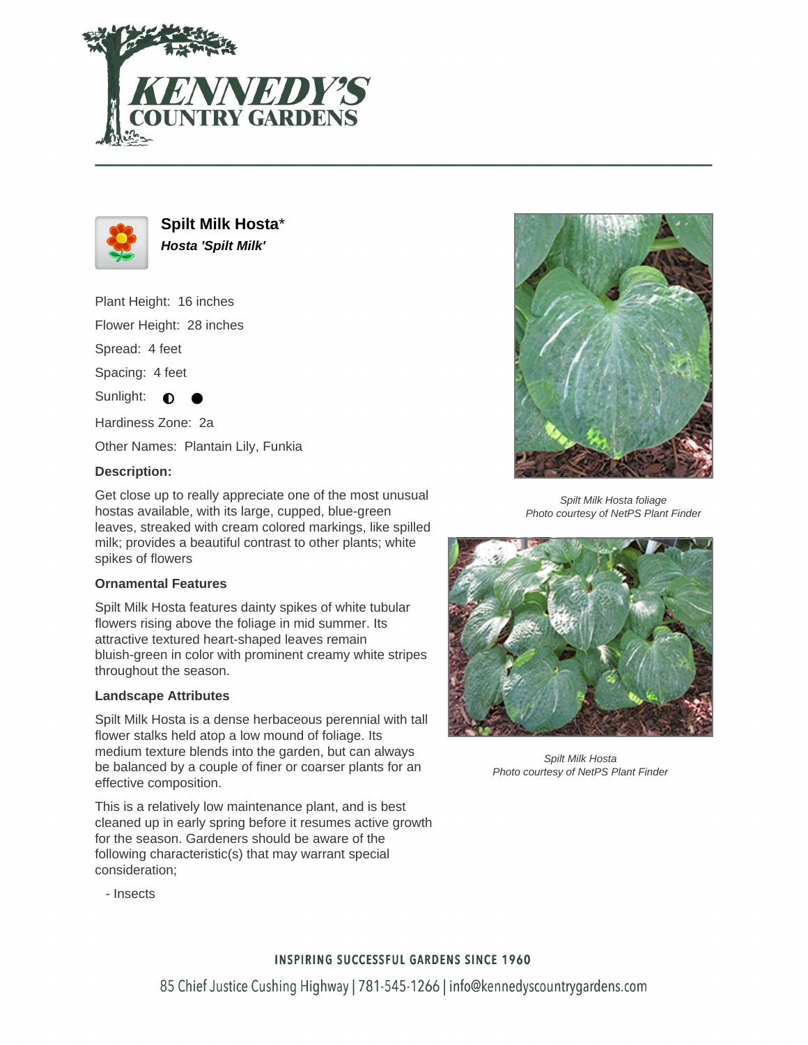# Spilt Milk Hosta*

***Hosta 'Spilt Milk'***

Plant Height: 16 inches

Flower Height: 28 inches

Spread: 4 feet

Spacing: 4 feet

Sunlight: ◐ ●

Hardiness Zone: 2a

Other Names: Plantain Lily, Funkia

**Description:**

Get close up to really appreciate one of the most unusual hostas available, with its large, cupped, blue-green leaves, streaked with cream colored markings, like spilled milk; provides a beautiful contrast to other plants; white spikes of flowers

### Ornamental Features

Spilt Milk Hosta features dainty spikes of white tubular flowers rising above the foliage in mid summer. Its attractive textured heart-shaped leaves remain bluish-green in color with prominent creamy white stripes throughout the season.

### Landscape Attributes

Spilt Milk Hosta is a dense herbaceous perennial with tall flower stalks held atop a low mound of foliage. Its medium texture blends into the garden, but can always be balanced by a couple of finer or coarser plants for an effective composition.

This is a relatively low maintenance plant, and is best cleaned up in early spring before it resumes active growth for the season. Gardeners should be aware of the following characteristic(s) that may warrant special consideration;

- Insects

*Spilt Milk Hosta foliage*
*Photo courtesy of NetPS Plant Finder*

*Spilt Milk Hosta*
*Photo courtesy of NetPS Plant Finder*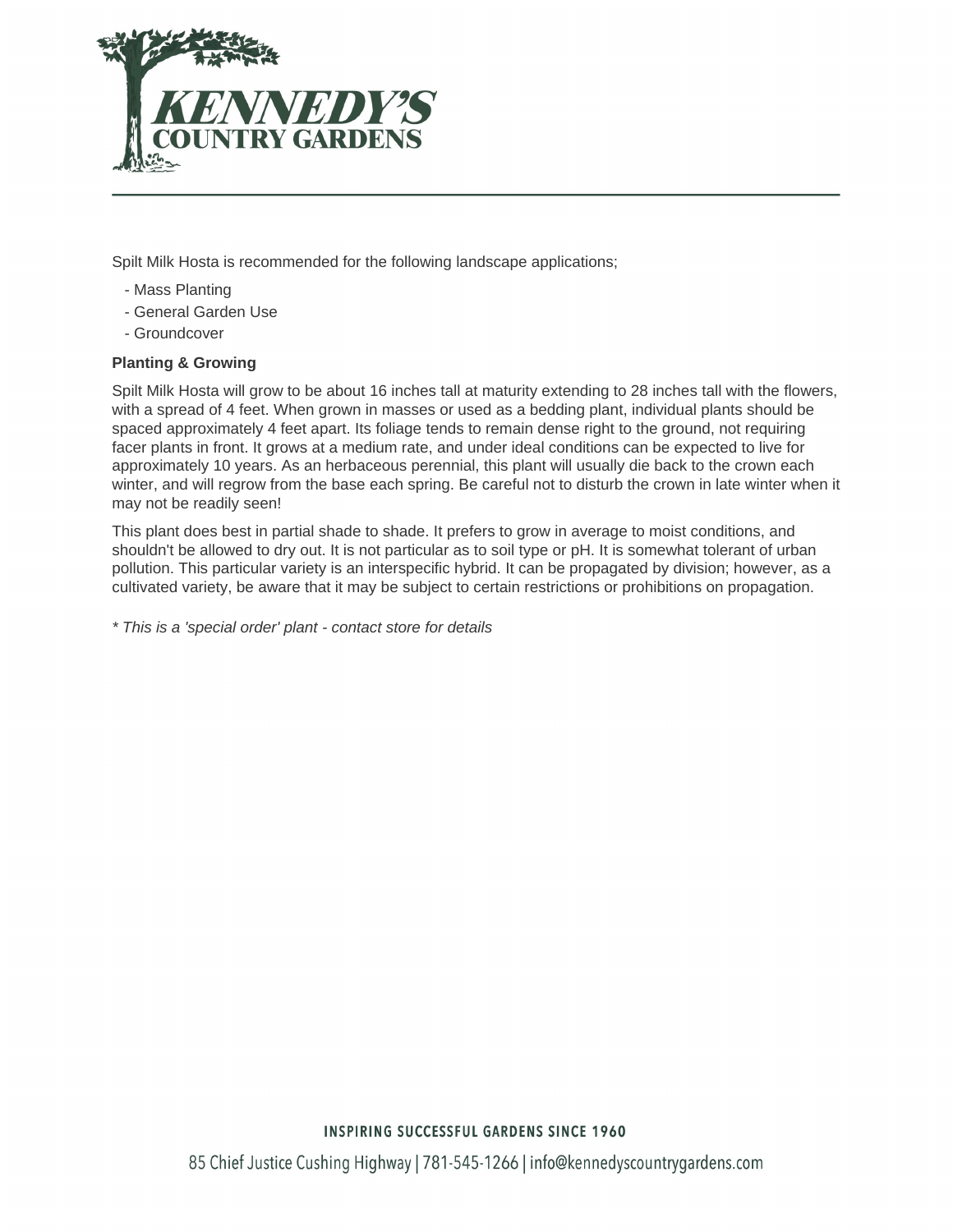Spilt Milk Hosta is recommended for the following landscape applications;

- Mass Planting
- General Garden Use
- Groundcover

**Planting & Growing**

Spilt Milk Hosta will grow to be about 16 inches tall at maturity extending to 28 inches tall with the flowers, with a spread of 4 feet. When grown in masses or used as a bedding plant, individual plants should be spaced approximately 4 feet apart. Its foliage tends to remain dense right to the ground, not requiring facer plants in front. It grows at a medium rate, and under ideal conditions can be expected to live for approximately 10 years. As an herbaceous perennial, this plant will usually die back to the crown each winter, and will regrow from the base each spring. Be careful not to disturb the crown in late winter when it may not be readily seen!

This plant does best in partial shade to shade. It prefers to grow in average to moist conditions, and shouldn't be allowed to dry out. It is not particular as to soil type or pH. It is somewhat tolerant of urban pollution. This particular variety is an interspecific hybrid. It can be propagated by division; however, as a cultivated variety, be aware that it may be subject to certain restrictions or prohibitions on propagation.

*\* This is a 'special order' plant - contact store for details*